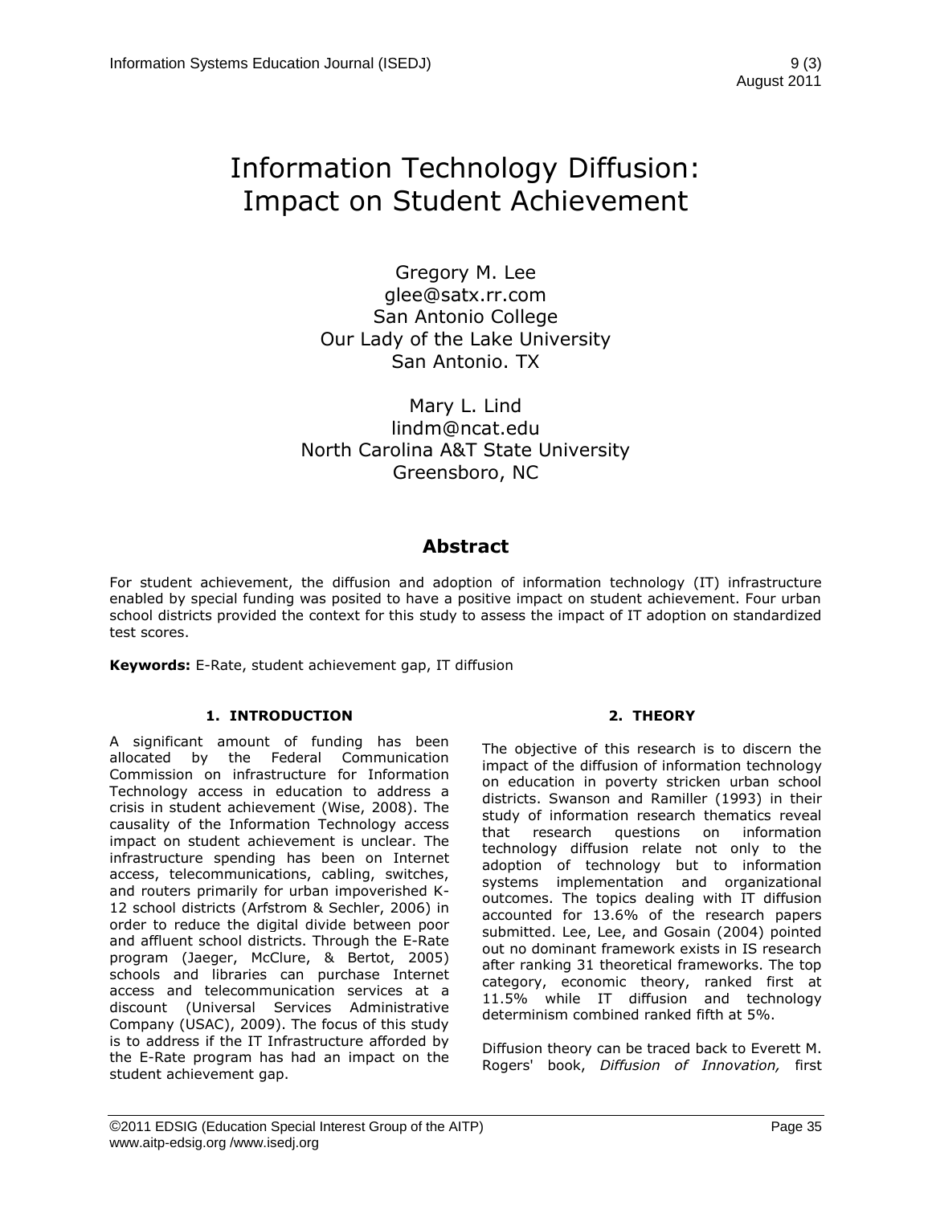# Information Technology Diffusion: Impact on Student Achievement

Gregory M. Lee
glee@satx.rr.com
San Antonio College
Our Lady of the Lake University
San Antonio. TX

Mary L. Lind
lindm@ncat.edu
North Carolina A&T State University
Greensboro, NC

## Abstract

For student achievement, the diffusion and adoption of information technology (IT) infrastructure enabled by special funding was posited to have a positive impact on student achievement. Four urban school districts provided the context for this study to assess the impact of IT adoption on standardized test scores.

**Keywords:** E-Rate, student achievement gap, IT diffusion

## 1. INTRODUCTION

A significant amount of funding has been allocated by the Federal Communication Commission on infrastructure for Information Technology access in education to address a crisis in student achievement (Wise, 2008). The causality of the Information Technology access impact on student achievement is unclear. The infrastructure spending has been on Internet access, telecommunications, cabling, switches, and routers primarily for urban impoverished K-12 school districts (Arfstrom & Sechler, 2006) in order to reduce the digital divide between poor and affluent school districts. Through the E-Rate program (Jaeger, McClure, & Bertot, 2005) schools and libraries can purchase Internet access and telecommunication services at a discount (Universal Services Administrative Company (USAC), 2009). The focus of this study is to address if the IT Infrastructure afforded by the E-Rate program has had an impact on the student achievement gap.

## 2. THEORY

The objective of this research is to discern the impact of the diffusion of information technology on education in poverty stricken urban school districts. Swanson and Ramiller (1993) in their study of information research thematics reveal that research questions on information technology diffusion relate not only to the adoption of technology but to information systems implementation and organizational outcomes. The topics dealing with IT diffusion accounted for 13.6% of the research papers submitted. Lee, Lee, and Gosain (2004) pointed out no dominant framework exists in IS research after ranking 31 theoretical frameworks. The top category, economic theory, ranked first at 11.5% while IT diffusion and technology determinism combined ranked fifth at 5%.

Diffusion theory can be traced back to Everett M. Rogers' book, *Diffusion of Innovation,* first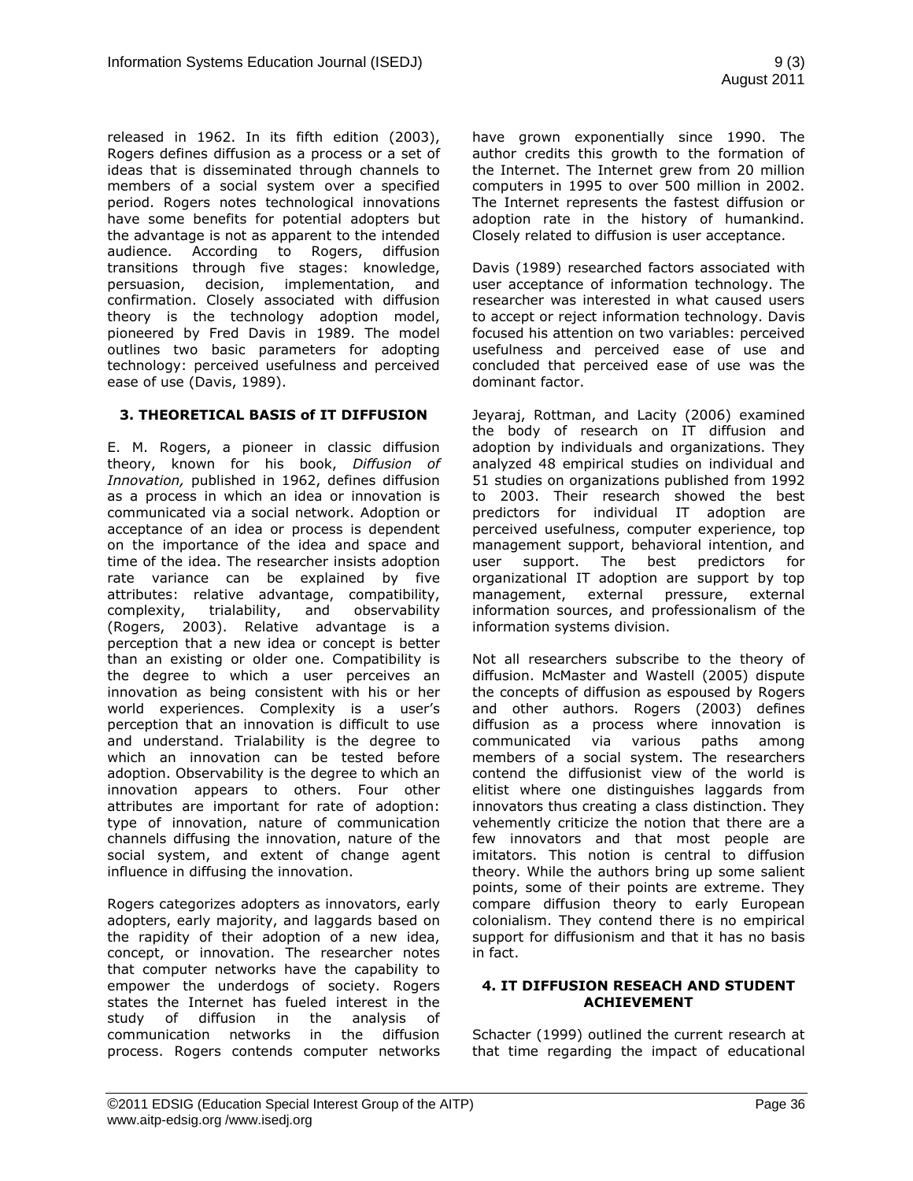released in 1962. In its fifth edition (2003), Rogers defines diffusion as a process or a set of ideas that is disseminated through channels to members of a social system over a specified period. Rogers notes technological innovations have some benefits for potential adopters but the advantage is not as apparent to the intended audience. According to Rogers, diffusion transitions through five stages: knowledge, persuasion, decision, implementation, and confirmation. Closely associated with diffusion theory is the technology adoption model, pioneered by Fred Davis in 1989. The model outlines two basic parameters for adopting technology: perceived usefulness and perceived ease of use (Davis, 1989).

## 3. THEORETICAL BASIS of IT DIFFUSION

E. M. Rogers, a pioneer in classic diffusion theory, known for his book, *Diffusion of Innovation,* published in 1962, defines diffusion as a process in which an idea or innovation is communicated via a social network. Adoption or acceptance of an idea or process is dependent on the importance of the idea and space and time of the idea. The researcher insists adoption rate variance can be explained by five attributes: relative advantage, compatibility, complexity, trialability, and observability (Rogers, 2003). Relative advantage is a perception that a new idea or concept is better than an existing or older one. Compatibility is the degree to which a user perceives an innovation as being consistent with his or her world experiences. Complexity is a user's perception that an innovation is difficult to use and understand. Trialability is the degree to which an innovation can be tested before adoption. Observability is the degree to which an innovation appears to others. Four other attributes are important for rate of adoption: type of innovation, nature of communication channels diffusing the innovation, nature of the social system, and extent of change agent influence in diffusing the innovation.

Rogers categorizes adopters as innovators, early adopters, early majority, and laggards based on the rapidity of their adoption of a new idea, concept, or innovation. The researcher notes that computer networks have the capability to empower the underdogs of society. Rogers states the Internet has fueled interest in the study of diffusion in the analysis of communication networks in the diffusion process. Rogers contends computer networks have grown exponentially since 1990. The author credits this growth to the formation of the Internet. The Internet grew from 20 million computers in 1995 to over 500 million in 2002. The Internet represents the fastest diffusion or adoption rate in the history of humankind. Closely related to diffusion is user acceptance.

Davis (1989) researched factors associated with user acceptance of information technology. The researcher was interested in what caused users to accept or reject information technology. Davis focused his attention on two variables: perceived usefulness and perceived ease of use and concluded that perceived ease of use was the dominant factor.

Jeyaraj, Rottman, and Lacity (2006) examined the body of research on IT diffusion and adoption by individuals and organizations. They analyzed 48 empirical studies on individual and 51 studies on organizations published from 1992 to 2003. Their research showed the best predictors for individual IT adoption are perceived usefulness, computer experience, top management support, behavioral intention, and user support. The best predictors for organizational IT adoption are support by top management, external pressure, external information sources, and professionalism of the information systems division.

Not all researchers subscribe to the theory of diffusion. McMaster and Wastell (2005) dispute the concepts of diffusion as espoused by Rogers and other authors. Rogers (2003) defines diffusion as a process where innovation is communicated via various paths among members of a social system. The researchers contend the diffusionist view of the world is elitist where one distinguishes laggards from innovators thus creating a class distinction. They vehemently criticize the notion that there are a few innovators and that most people are imitators. This notion is central to diffusion theory. While the authors bring up some salient points, some of their points are extreme. They compare diffusion theory to early European colonialism. They contend there is no empirical support for diffusionism and that it has no basis in fact.

## 4. IT DIFFUSION RESEACH AND STUDENT ACHIEVEMENT

Schacter (1999) outlined the current research at that time regarding the impact of educational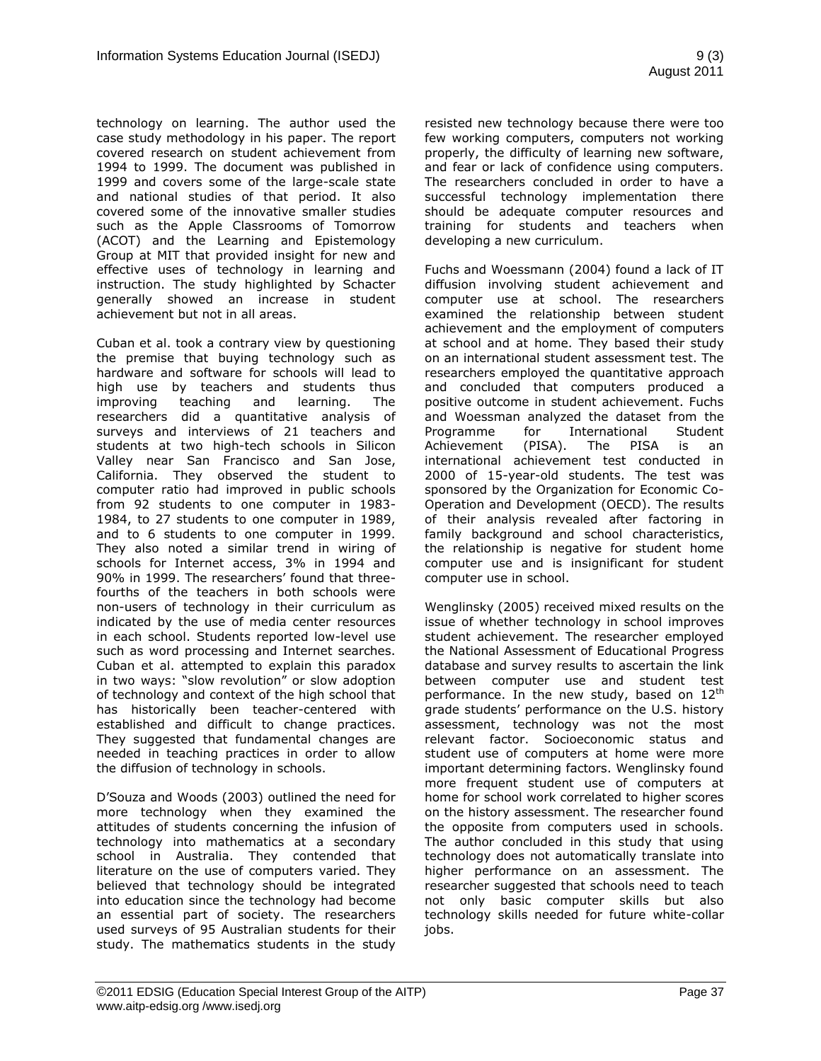technology on learning. The author used the case study methodology in his paper. The report covered research on student achievement from 1994 to 1999. The document was published in 1999 and covers some of the large-scale state and national studies of that period. It also covered some of the innovative smaller studies such as the Apple Classrooms of Tomorrow (ACOT) and the Learning and Epistemology Group at MIT that provided insight for new and effective uses of technology in learning and instruction. The study highlighted by Schacter generally showed an increase in student achievement but not in all areas.

Cuban et al. took a contrary view by questioning the premise that buying technology such as hardware and software for schools will lead to high use by teachers and students thus improving teaching and learning. The researchers did a quantitative analysis of surveys and interviews of 21 teachers and students at two high-tech schools in Silicon Valley near San Francisco and San Jose, California. They observed the student to computer ratio had improved in public schools from 92 students to one computer in 1983-1984, to 27 students to one computer in 1989, and to 6 students to one computer in 1999. They also noted a similar trend in wiring of schools for Internet access, 3% in 1994 and 90% in 1999. The researchers' found that three-fourths of the teachers in both schools were non-users of technology in their curriculum as indicated by the use of media center resources in each school. Students reported low-level use such as word processing and Internet searches. Cuban et al. attempted to explain this paradox in two ways: "slow revolution" or slow adoption of technology and context of the high school that has historically been teacher-centered with established and difficult to change practices. They suggested that fundamental changes are needed in teaching practices in order to allow the diffusion of technology in schools.

D'Souza and Woods (2003) outlined the need for more technology when they examined the attitudes of students concerning the infusion of technology into mathematics at a secondary school in Australia. They contended that literature on the use of computers varied. They believed that technology should be integrated into education since the technology had become an essential part of society. The researchers used surveys of 95 Australian students for their study. The mathematics students in the study resisted new technology because there were too few working computers, computers not working properly, the difficulty of learning new software, and fear or lack of confidence using computers. The researchers concluded in order to have a successful technology implementation there should be adequate computer resources and training for students and teachers when developing a new curriculum.

Fuchs and Woessmann (2004) found a lack of IT diffusion involving student achievement and computer use at school. The researchers examined the relationship between student achievement and the employment of computers at school and at home. They based their study on an international student assessment test. The researchers employed the quantitative approach and concluded that computers produced a positive outcome in student achievement. Fuchs and Woessman analyzed the dataset from the Programme for International Student Achievement (PISA). The PISA is an international achievement test conducted in 2000 of 15-year-old students. The test was sponsored by the Organization for Economic Co-Operation and Development (OECD). The results of their analysis revealed after factoring in family background and school characteristics, the relationship is negative for student home computer use and is insignificant for student computer use in school.

Wenglinsky (2005) received mixed results on the issue of whether technology in school improves student achievement. The researcher employed the National Assessment of Educational Progress database and survey results to ascertain the link between computer use and student test performance. In the new study, based on 12th grade students' performance on the U.S. history assessment, technology was not the most relevant factor. Socioeconomic status and student use of computers at home were more important determining factors. Wenglinsky found more frequent student use of computers at home for school work correlated to higher scores on the history assessment. The researcher found the opposite from computers used in schools. The author concluded in this study that using technology does not automatically translate into higher performance on an assessment. The researcher suggested that schools need to teach not only basic computer skills but also technology skills needed for future white-collar jobs.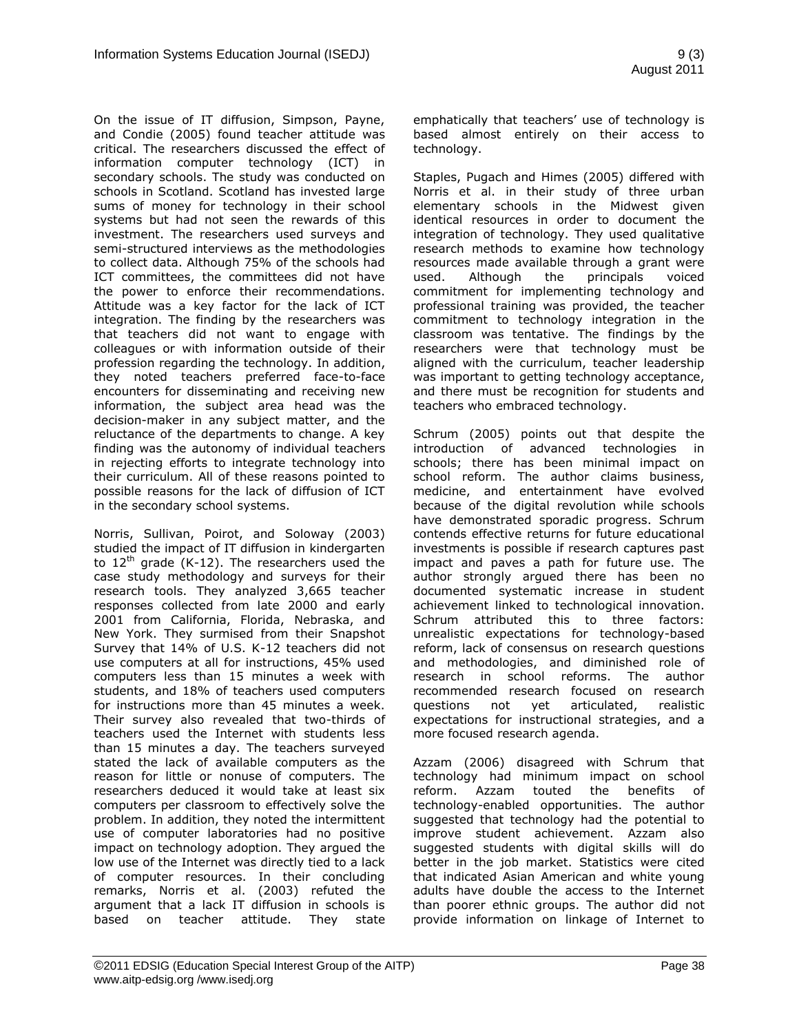On the issue of IT diffusion, Simpson, Payne, and Condie (2005) found teacher attitude was critical. The researchers discussed the effect of information computer technology (ICT) in secondary schools. The study was conducted on schools in Scotland. Scotland has invested large sums of money for technology in their school systems but had not seen the rewards of this investment. The researchers used surveys and semi-structured interviews as the methodologies to collect data. Although 75% of the schools had ICT committees, the committees did not have the power to enforce their recommendations. Attitude was a key factor for the lack of ICT integration. The finding by the researchers was that teachers did not want to engage with colleagues or with information outside of their profession regarding the technology. In addition, they noted teachers preferred face-to-face encounters for disseminating and receiving new information, the subject area head was the decision-maker in any subject matter, and the reluctance of the departments to change. A key finding was the autonomy of individual teachers in rejecting efforts to integrate technology into their curriculum. All of these reasons pointed to possible reasons for the lack of diffusion of ICT in the secondary school systems.

Norris, Sullivan, Poirot, and Soloway (2003) studied the impact of IT diffusion in kindergarten to 12th grade (K-12). The researchers used the case study methodology and surveys for their research tools. They analyzed 3,665 teacher responses collected from late 2000 and early 2001 from California, Florida, Nebraska, and New York. They surmised from their Snapshot Survey that 14% of U.S. K-12 teachers did not use computers at all for instructions, 45% used computers less than 15 minutes a week with students, and 18% of teachers used computers for instructions more than 45 minutes a week. Their survey also revealed that two-thirds of teachers used the Internet with students less than 15 minutes a day. The teachers surveyed stated the lack of available computers as the reason for little or nonuse of computers. The researchers deduced it would take at least six computers per classroom to effectively solve the problem. In addition, they noted the intermittent use of computer laboratories had no positive impact on technology adoption. They argued the low use of the Internet was directly tied to a lack of computer resources. In their concluding remarks, Norris et al. (2003) refuted the argument that a lack IT diffusion in schools is based on teacher attitude. They state emphatically that teachers' use of technology is based almost entirely on their access to technology.

Staples, Pugach and Himes (2005) differed with Norris et al. in their study of three urban elementary schools in the Midwest given identical resources in order to document the integration of technology. They used qualitative research methods to examine how technology resources made available through a grant were used. Although the principals voiced commitment for implementing technology and professional training was provided, the teacher commitment to technology integration in the classroom was tentative. The findings by the researchers were that technology must be aligned with the curriculum, teacher leadership was important to getting technology acceptance, and there must be recognition for students and teachers who embraced technology.

Schrum (2005) points out that despite the introduction of advanced technologies in schools; there has been minimal impact on school reform. The author claims business, medicine, and entertainment have evolved because of the digital revolution while schools have demonstrated sporadic progress. Schrum contends effective returns for future educational investments is possible if research captures past impact and paves a path for future use. The author strongly argued there has been no documented systematic increase in student achievement linked to technological innovation. Schrum attributed this to three factors: unrealistic expectations for technology-based reform, lack of consensus on research questions and methodologies, and diminished role of research in school reforms. The author recommended research focused on research questions not yet articulated, realistic expectations for instructional strategies, and a more focused research agenda.

Azzam (2006) disagreed with Schrum that technology had minimum impact on school reform. Azzam touted the benefits of technology-enabled opportunities. The author suggested that technology had the potential to improve student achievement. Azzam also suggested students with digital skills will do better in the job market. Statistics were cited that indicated Asian American and white young adults have double the access to the Internet than poorer ethnic groups. The author did not provide information on linkage of Internet to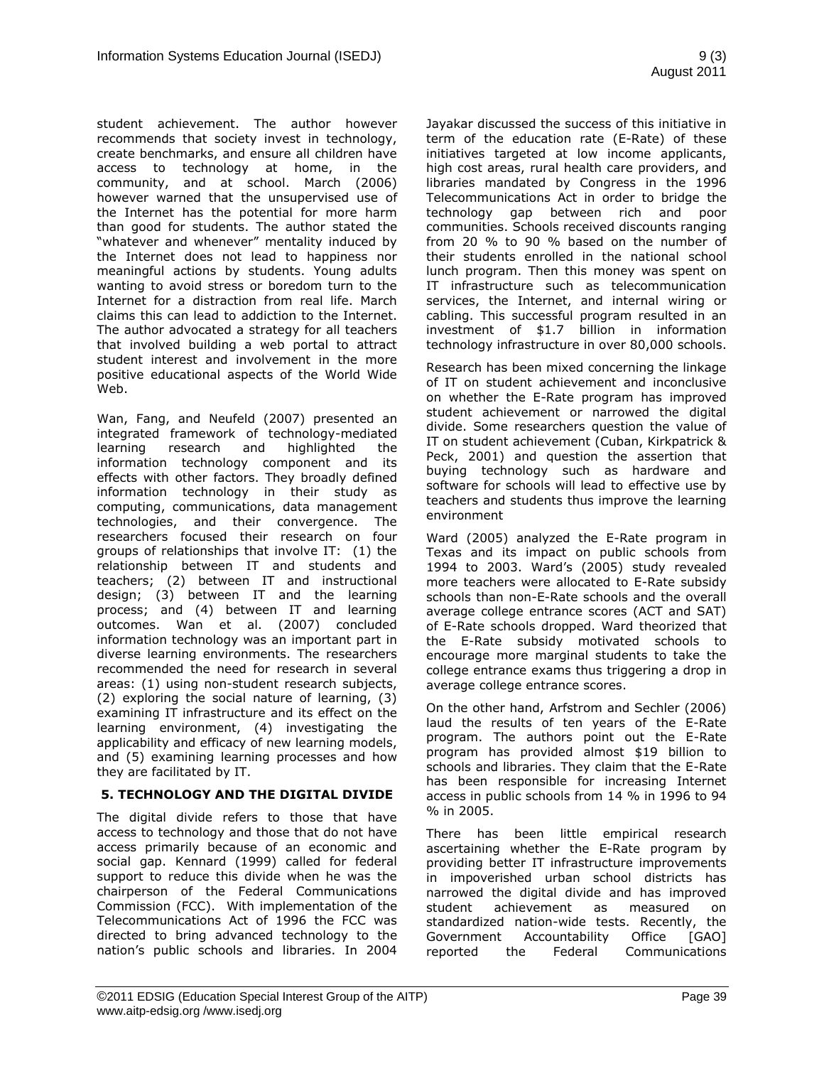student achievement. The author however recommends that society invest in technology, create benchmarks, and ensure all children have access to technology at home, in the community, and at school. March (2006) however warned that the unsupervised use of the Internet has the potential for more harm than good for students. The author stated the "whatever and whenever" mentality induced by the Internet does not lead to happiness nor meaningful actions by students. Young adults wanting to avoid stress or boredom turn to the Internet for a distraction from real life. March claims this can lead to addiction to the Internet. The author advocated a strategy for all teachers that involved building a web portal to attract student interest and involvement in the more positive educational aspects of the World Wide Web.

Wan, Fang, and Neufeld (2007) presented an integrated framework of technology-mediated learning research and highlighted the information technology component and its effects with other factors. They broadly defined information technology in their study as computing, communications, data management technologies, and their convergence. The researchers focused their research on four groups of relationships that involve IT: (1) the relationship between IT and students and teachers; (2) between IT and instructional design; (3) between IT and the learning process; and (4) between IT and learning outcomes. Wan et al. (2007) concluded information technology was an important part in diverse learning environments. The researchers recommended the need for research in several areas: (1) using non-student research subjects, (2) exploring the social nature of learning, (3) examining IT infrastructure and its effect on the learning environment, (4) investigating the applicability and efficacy of new learning models, and (5) examining learning processes and how they are facilitated by IT.

## 5. TECHNOLOGY AND THE DIGITAL DIVIDE

The digital divide refers to those that have access to technology and those that do not have access primarily because of an economic and social gap. Kennard (1999) called for federal support to reduce this divide when he was the chairperson of the Federal Communications Commission (FCC). With implementation of the Telecommunications Act of 1996 the FCC was directed to bring advanced technology to the nation's public schools and libraries. In 2004 Jayakar discussed the success of this initiative in term of the education rate (E-Rate) of these initiatives targeted at low income applicants, high cost areas, rural health care providers, and libraries mandated by Congress in the 1996 Telecommunications Act in order to bridge the technology gap between rich and poor communities. Schools received discounts ranging from 20 % to 90 % based on the number of their students enrolled in the national school lunch program. Then this money was spent on IT infrastructure such as telecommunication services, the Internet, and internal wiring or cabling. This successful program resulted in an investment of $1.7 billion in information technology infrastructure in over 80,000 schools.

Research has been mixed concerning the linkage of IT on student achievement and inconclusive on whether the E-Rate program has improved student achievement or narrowed the digital divide. Some researchers question the value of IT on student achievement (Cuban, Kirkpatrick & Peck, 2001) and question the assertion that buying technology such as hardware and software for schools will lead to effective use by teachers and students thus improve the learning environment

Ward (2005) analyzed the E-Rate program in Texas and its impact on public schools from 1994 to 2003. Ward's (2005) study revealed more teachers were allocated to E-Rate subsidy schools than non-E-Rate schools and the overall average college entrance scores (ACT and SAT) of E-Rate schools dropped. Ward theorized that the E-Rate subsidy motivated schools to encourage more marginal students to take the college entrance exams thus triggering a drop in average college entrance scores.

On the other hand, Arfstrom and Sechler (2006) laud the results of ten years of the E-Rate program. The authors point out the E-Rate program has provided almost $19 billion to schools and libraries. They claim that the E-Rate has been responsible for increasing Internet access in public schools from 14 % in 1996 to 94 % in 2005.

There has been little empirical research ascertaining whether the E-Rate program by providing better IT infrastructure improvements in impoverished urban school districts has narrowed the digital divide and has improved student achievement as measured on standardized nation-wide tests. Recently, the Government Accountability Office [GAO] reported the Federal Communications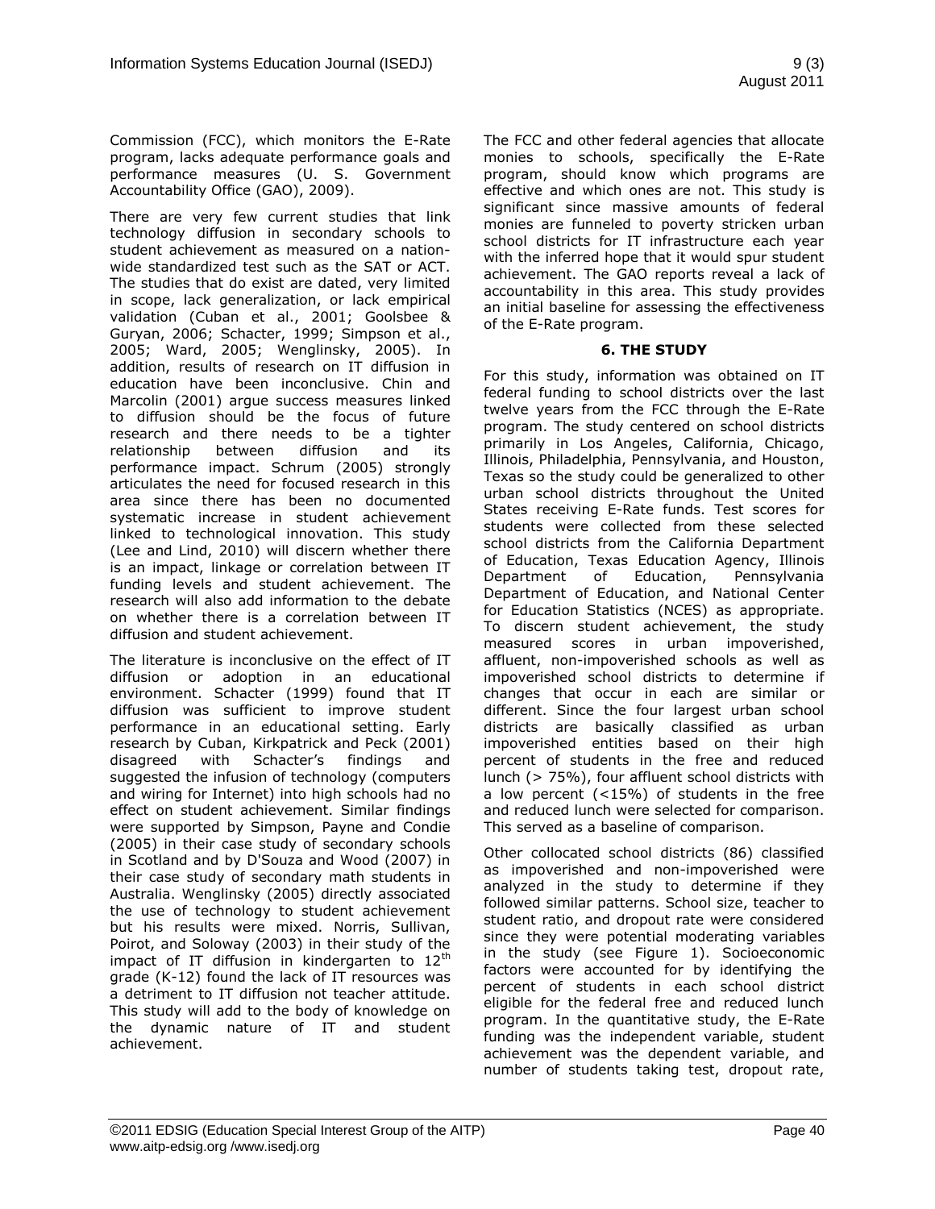Commission (FCC), which monitors the E-Rate program, lacks adequate performance goals and performance measures (U. S. Government Accountability Office (GAO), 2009).

There are very few current studies that link technology diffusion in secondary schools to student achievement as measured on a nation-wide standardized test such as the SAT or ACT. The studies that do exist are dated, very limited in scope, lack generalization, or lack empirical validation (Cuban et al., 2001; Goolsbee & Guryan, 2006; Schacter, 1999; Simpson et al., 2005; Ward, 2005; Wenglinsky, 2005). In addition, results of research on IT diffusion in education have been inconclusive. Chin and Marcolin (2001) argue success measures linked to diffusion should be the focus of future research and there needs to be a tighter relationship between diffusion and its performance impact. Schrum (2005) strongly articulates the need for focused research in this area since there has been no documented systematic increase in student achievement linked to technological innovation. This study (Lee and Lind, 2010) will discern whether there is an impact, linkage or correlation between IT funding levels and student achievement. The research will also add information to the debate on whether there is a correlation between IT diffusion and student achievement.

The literature is inconclusive on the effect of IT diffusion or adoption in an educational environment. Schacter (1999) found that IT diffusion was sufficient to improve student performance in an educational setting. Early research by Cuban, Kirkpatrick and Peck (2001) disagreed with Schacter's findings and suggested the infusion of technology (computers and wiring for Internet) into high schools had no effect on student achievement. Similar findings were supported by Simpson, Payne and Condie (2005) in their case study of secondary schools in Scotland and by D'Souza and Wood (2007) in their case study of secondary math students in Australia. Wenglinsky (2005) directly associated the use of technology to student achievement but his results were mixed. Norris, Sullivan, Poirot, and Soloway (2003) in their study of the impact of IT diffusion in kindergarten to 12th grade (K-12) found the lack of IT resources was a detriment to IT diffusion not teacher attitude. This study will add to the body of knowledge on the dynamic nature of IT and student achievement.

The FCC and other federal agencies that allocate monies to schools, specifically the E-Rate program, should know which programs are effective and which ones are not. This study is significant since massive amounts of federal monies are funneled to poverty stricken urban school districts for IT infrastructure each year with the inferred hope that it would spur student achievement. The GAO reports reveal a lack of accountability in this area. This study provides an initial baseline for assessing the effectiveness of the E-Rate program.

## 6. THE STUDY

For this study, information was obtained on IT federal funding to school districts over the last twelve years from the FCC through the E-Rate program. The study centered on school districts primarily in Los Angeles, California, Chicago, Illinois, Philadelphia, Pennsylvania, and Houston, Texas so the study could be generalized to other urban school districts throughout the United States receiving E-Rate funds. Test scores for students were collected from these selected school districts from the California Department of Education, Texas Education Agency, Illinois Department of Education, Pennsylvania Department of Education, and National Center for Education Statistics (NCES) as appropriate. To discern student achievement, the study measured scores in urban impoverished, affluent, non-impoverished schools as well as impoverished school districts to determine if changes that occur in each are similar or different. Since the four largest urban school districts are basically classified as urban impoverished entities based on their high percent of students in the free and reduced lunch (> 75%), four affluent school districts with a low percent (<15%) of students in the free and reduced lunch were selected for comparison. This served as a baseline of comparison.

Other collocated school districts (86) classified as impoverished and non-impoverished were analyzed in the study to determine if they followed similar patterns. School size, teacher to student ratio, and dropout rate were considered since they were potential moderating variables in the study (see Figure 1). Socioeconomic factors were accounted for by identifying the percent of students in each school district eligible for the federal free and reduced lunch program. In the quantitative study, the E-Rate funding was the independent variable, student achievement was the dependent variable, and number of students taking test, dropout rate,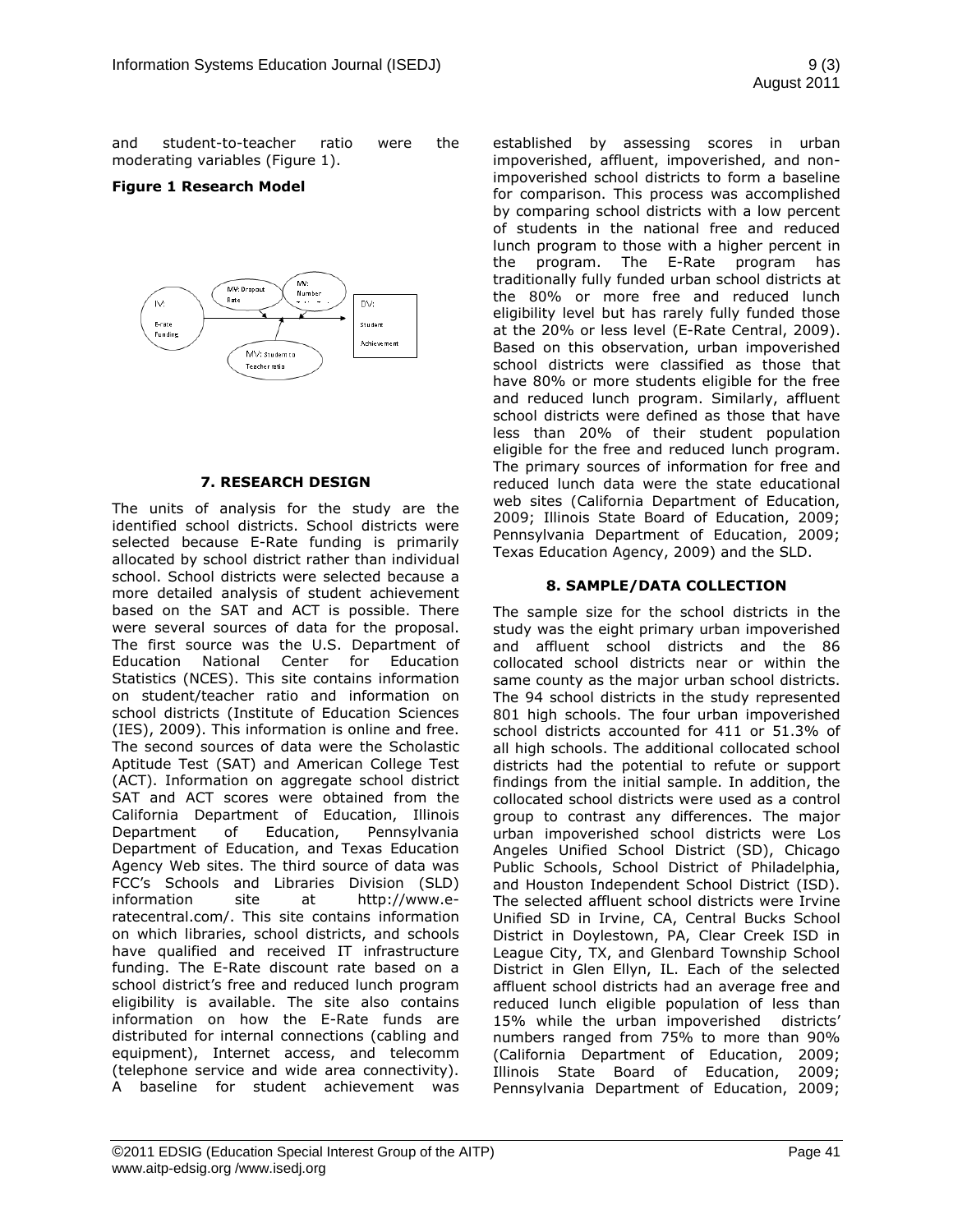and student-to-teacher ratio were the moderating variables (Figure 1).

**Figure 1 Research Model**

## 7. RESEARCH DESIGN

The units of analysis for the study are the identified school districts. School districts were selected because E-Rate funding is primarily allocated by school district rather than individual school. School districts were selected because a more detailed analysis of student achievement based on the SAT and ACT is possible. There were several sources of data for the proposal. The first source was the U.S. Department of Education National Center for Education Statistics (NCES). This site contains information on student/teacher ratio and information on school districts (Institute of Education Sciences (IES), 2009). This information is online and free. The second sources of data were the Scholastic Aptitude Test (SAT) and American College Test (ACT). Information on aggregate school district SAT and ACT scores were obtained from the California Department of Education, Illinois Department of Education, Pennsylvania Department of Education, and Texas Education Agency Web sites. The third source of data was FCC's Schools and Libraries Division (SLD) information site at http://www.e-ratecentral.com/. This site contains information on which libraries, school districts, and schools have qualified and received IT infrastructure funding. The E-Rate discount rate based on a school district's free and reduced lunch program eligibility is available. The site also contains information on how the E-Rate funds are distributed for internal connections (cabling and equipment), Internet access, and telecomm (telephone service and wide area connectivity). A baseline for student achievement was established by assessing scores in urban impoverished, affluent, impoverished, and non-impoverished school districts to form a baseline for comparison. This process was accomplished by comparing school districts with a low percent of students in the national free and reduced lunch program to those with a higher percent in the program. The E-Rate program has traditionally fully funded urban school districts at the 80% or more free and reduced lunch eligibility level but has rarely fully funded those at the 20% or less level (E-Rate Central, 2009). Based on this observation, urban impoverished school districts were classified as those that have 80% or more students eligible for the free and reduced lunch program. Similarly, affluent school districts were defined as those that have less than 20% of their student population eligible for the free and reduced lunch program. The primary sources of information for free and reduced lunch data were the state educational web sites (California Department of Education, 2009; Illinois State Board of Education, 2009; Pennsylvania Department of Education, 2009; Texas Education Agency, 2009) and the SLD.

## 8. SAMPLE/DATA COLLECTION

The sample size for the school districts in the study was the eight primary urban impoverished and affluent school districts and the 86 collocated school districts near or within the same county as the major urban school districts. The 94 school districts in the study represented 801 high schools. The four urban impoverished school districts accounted for 411 or 51.3% of all high schools. The additional collocated school districts had the potential to refute or support findings from the initial sample. In addition, the collocated school districts were used as a control group to contrast any differences. The major urban impoverished school districts were Los Angeles Unified School District (SD), Chicago Public Schools, School District of Philadelphia, and Houston Independent School District (ISD). The selected affluent school districts were Irvine Unified SD in Irvine, CA, Central Bucks School District in Doylestown, PA, Clear Creek ISD in League City, TX, and Glenbard Township School District in Glen Ellyn, IL. Each of the selected affluent school districts had an average free and reduced lunch eligible population of less than 15% while the urban impoverished districts' numbers ranged from 75% to more than 90% (California Department of Education, 2009; Illinois State Board of Education, 2009; Pennsylvania Department of Education, 2009;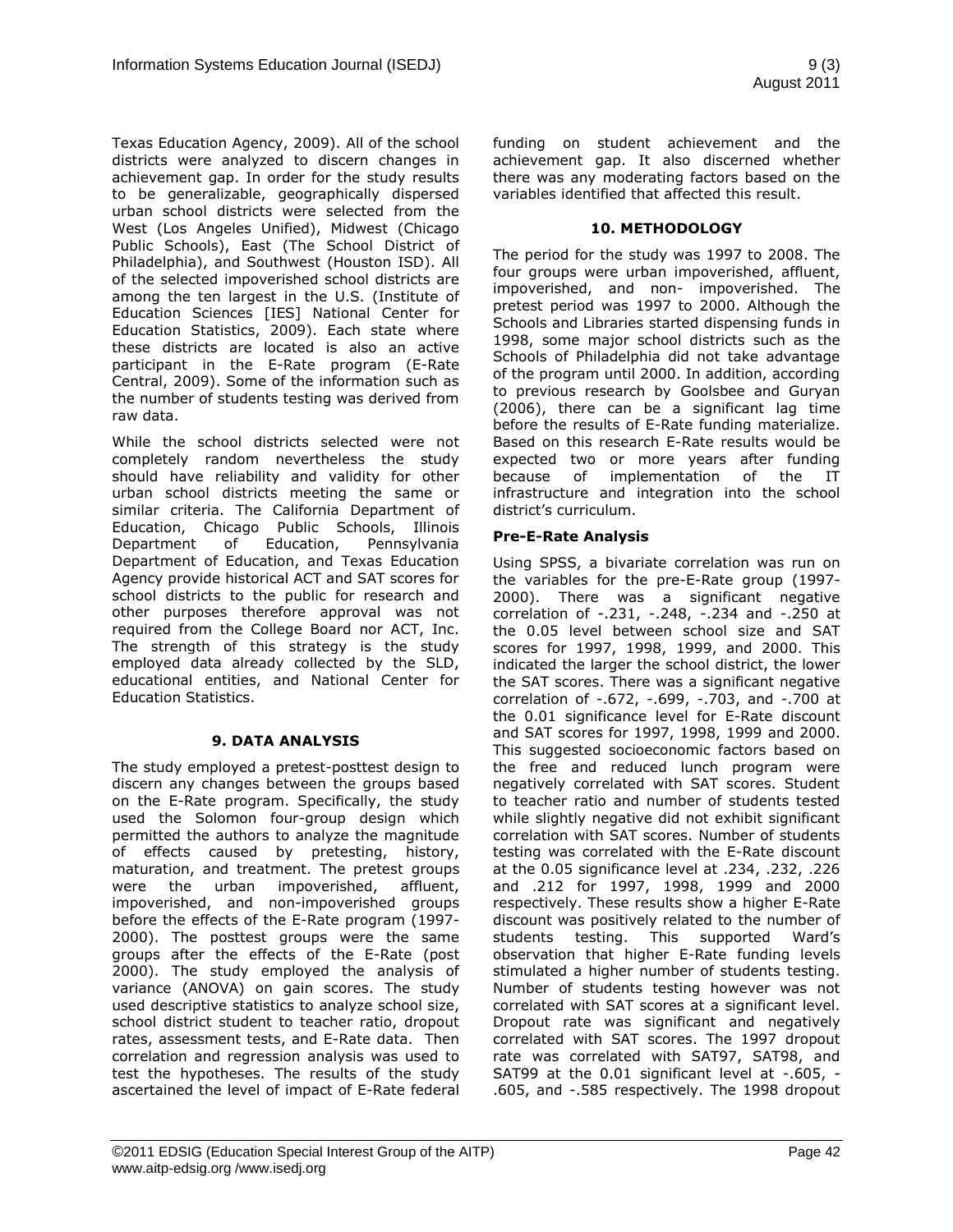Texas Education Agency, 2009). All of the school districts were analyzed to discern changes in achievement gap. In order for the study results to be generalizable, geographically dispersed urban school districts were selected from the West (Los Angeles Unified), Midwest (Chicago Public Schools), East (The School District of Philadelphia), and Southwest (Houston ISD). All of the selected impoverished school districts are among the ten largest in the U.S. (Institute of Education Sciences [IES] National Center for Education Statistics, 2009). Each state where these districts are located is also an active participant in the E-Rate program (E-Rate Central, 2009). Some of the information such as the number of students testing was derived from raw data.

While the school districts selected were not completely random nevertheless the study should have reliability and validity for other urban school districts meeting the same or similar criteria. The California Department of Education, Chicago Public Schools, Illinois Department of Education, Pennsylvania Department of Education, and Texas Education Agency provide historical ACT and SAT scores for school districts to the public for research and other purposes therefore approval was not required from the College Board nor ACT, Inc. The strength of this strategy is the study employed data already collected by the SLD, educational entities, and National Center for Education Statistics.

## 9. DATA ANALYSIS

The study employed a pretest-posttest design to discern any changes between the groups based on the E-Rate program. Specifically, the study used the Solomon four-group design which permitted the authors to analyze the magnitude of effects caused by pretesting, history, maturation, and treatment. The pretest groups were the urban impoverished, affluent, impoverished, and non-impoverished groups before the effects of the E-Rate program (1997-2000). The posttest groups were the same groups after the effects of the E-Rate (post 2000). The study employed the analysis of variance (ANOVA) on gain scores. The study used descriptive statistics to analyze school size, school district student to teacher ratio, dropout rates, assessment tests, and E-Rate data. Then correlation and regression analysis was used to test the hypotheses. The results of the study ascertained the level of impact of E-Rate federal funding on student achievement and the achievement gap. It also discerned whether there was any moderating factors based on the variables identified that affected this result.

## 10. METHODOLOGY

The period for the study was 1997 to 2008. The four groups were urban impoverished, affluent, impoverished, and non- impoverished. The pretest period was 1997 to 2000. Although the Schools and Libraries started dispensing funds in 1998, some major school districts such as the Schools of Philadelphia did not take advantage of the program until 2000. In addition, according to previous research by Goolsbee and Guryan (2006), there can be a significant lag time before the results of E-Rate funding materialize. Based on this research E-Rate results would be expected two or more years after funding because of implementation of the IT infrastructure and integration into the school district's curriculum.

### Pre-E-Rate Analysis

Using SPSS, a bivariate correlation was run on the variables for the pre-E-Rate group (1997-2000). There was a significant negative correlation of -.231, -.248, -.234 and -.250 at the 0.05 level between school size and SAT scores for 1997, 1998, 1999, and 2000. This indicated the larger the school district, the lower the SAT scores. There was a significant negative correlation of -.672, -.699, -.703, and -.700 at the 0.01 significance level for E-Rate discount and SAT scores for 1997, 1998, 1999 and 2000. This suggested socioeconomic factors based on the free and reduced lunch program were negatively correlated with SAT scores. Student to teacher ratio and number of students tested while slightly negative did not exhibit significant correlation with SAT scores. Number of students testing was correlated with the E-Rate discount at the 0.05 significance level at .234, .232, .226 and .212 for 1997, 1998, 1999 and 2000 respectively. These results show a higher E-Rate discount was positively related to the number of students testing. This supported Ward's observation that higher E-Rate funding levels stimulated a higher number of students testing. Number of students testing however was not correlated with SAT scores at a significant level. Dropout rate was significant and negatively correlated with SAT scores. The 1997 dropout rate was correlated with SAT97, SAT98, and SAT99 at the 0.01 significant level at -.605, -.605, and -.585 respectively. The 1998 dropout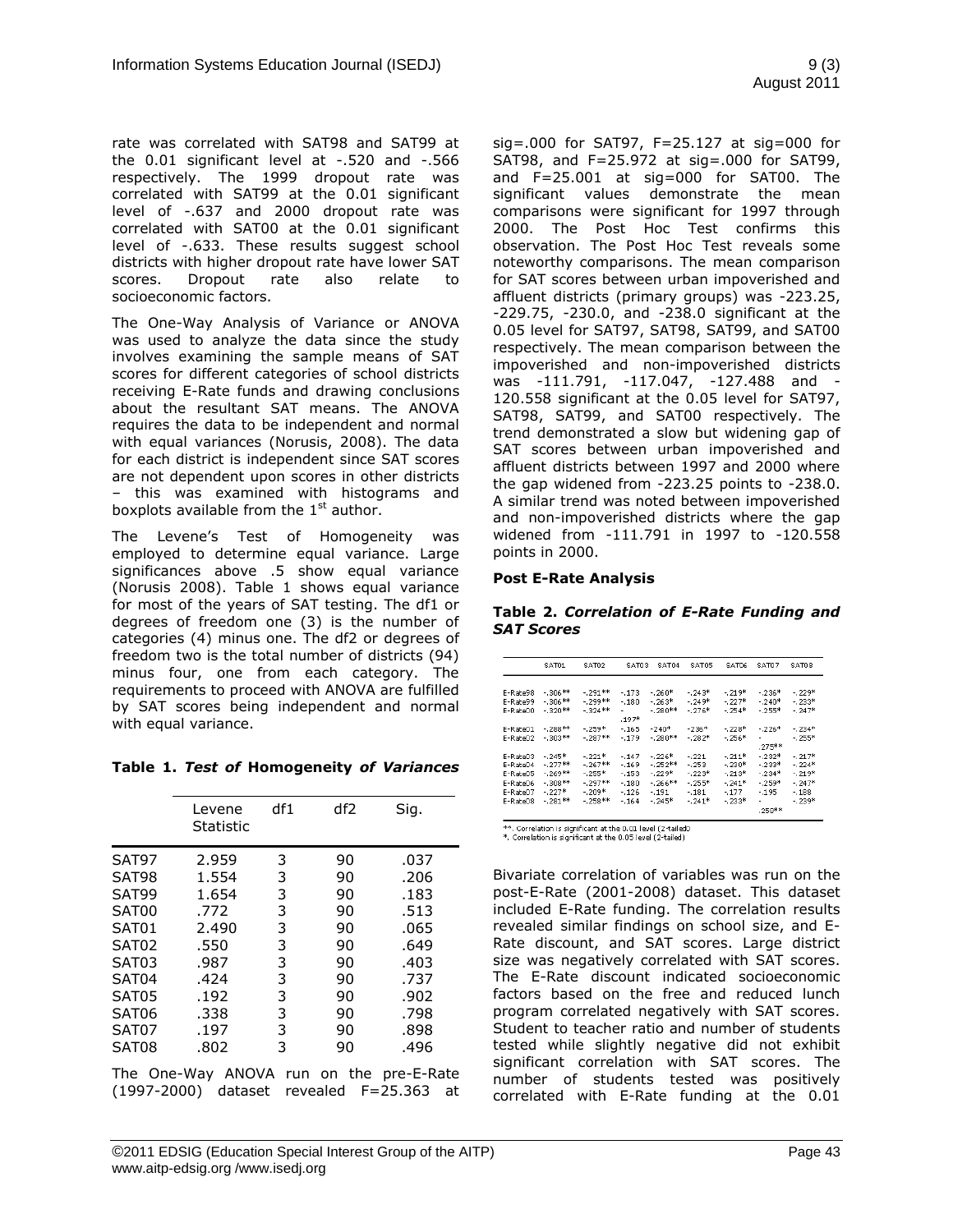rate was correlated with SAT98 and SAT99 at the 0.01 significant level at -.520 and -.566 respectively. The 1999 dropout rate was correlated with SAT99 at the 0.01 significant level of -.637 and 2000 dropout rate was correlated with SAT00 at the 0.01 significant level of -.633. These results suggest school districts with higher dropout rate have lower SAT scores. Dropout rate also relate to socioeconomic factors.

The One-Way Analysis of Variance or ANOVA was used to analyze the data since the study involves examining the sample means of SAT scores for different categories of school districts receiving E-Rate funds and drawing conclusions about the resultant SAT means. The ANOVA requires the data to be independent and normal with equal variances (Norusis, 2008). The data for each district is independent since SAT scores are not dependent upon scores in other districts – this was examined with histograms and boxplots available from the 1st author.

The Levene's Test of Homogeneity was employed to determine equal variance. Large significances above .5 show equal variance (Norusis 2008). Table 1 shows equal variance for most of the years of SAT testing. The df1 or degrees of freedom one (3) is the number of categories (4) minus one. The df2 or degrees of freedom two is the total number of districts (94) minus four, one from each category. The requirements to proceed with ANOVA are fulfilled by SAT scores being independent and normal with equal variance.

**Table 1. *Test of* Homogeneity *of Variances***

| | Levene Statistic | df1 | df2 | Sig. |
|---|---|---|---|---|
| SAT97 | 2.959 | 3 | 90 | .037 |
| SAT98 | 1.554 | 3 | 90 | .206 |
| SAT99 | 1.654 | 3 | 90 | .183 |
| SAT00 | .772 | 3 | 90 | .513 |
| SAT01 | 2.490 | 3 | 90 | .065 |
| SAT02 | .550 | 3 | 90 | .649 |
| SAT03 | .987 | 3 | 90 | .403 |
| SAT04 | .424 | 3 | 90 | .737 |
| SAT05 | .192 | 3 | 90 | .902 |
| SAT06 | .338 | 3 | 90 | .798 |
| SAT07 | .197 | 3 | 90 | .898 |
| SAT08 | .802 | 3 | 90 | .496 |

The One-Way ANOVA run on the pre-E-Rate (1997-2000) dataset revealed F=25.363 at sig=.000 for SAT97, F=25.127 at sig=000 for SAT98, and F=25.972 at sig=.000 for SAT99, and F=25.001 at sig=000 for SAT00. The significant values demonstrate the mean comparisons were significant for 1997 through 2000. The Post Hoc Test confirms this observation. The Post Hoc Test reveals some noteworthy comparisons. The mean comparison for SAT scores between urban impoverished and affluent districts (primary groups) was -223.25, -229.75, -230.0, and -238.0 significant at the 0.05 level for SAT97, SAT98, SAT99, and SAT00 respectively. The mean comparison between the impoverished and non-impoverished districts was -111.791, -117.047, -127.488 and -120.558 significant at the 0.05 level for SAT97, SAT98, SAT99, and SAT00 respectively. The trend demonstrated a slow but widening gap of SAT scores between urban impoverished and affluent districts between 1997 and 2000 where the gap widened from -223.25 points to -238.0. A similar trend was noted between impoverished and non-impoverished districts where the gap widened from -111.791 in 1997 to -120.558 points in 2000.

**Post E-Rate Analysis**

**Table 2. *Correlation of E-Rate Funding and SAT Scores***

| | SAT01 | SAT02 | SAT03 | SAT04 | SAT05 | SAT06 | SAT07 | SAT08 |
|---|---|---|---|---|---|---|---|---|
| E-Rate98 | -.306** | -.291** | -.173 | -.260* | -.243* | -.219* | -.236* | -.229* |
| E-Rate99 | -.306** | -.299** | -.180 | -.263* | -.249* | -.227* | -.240* | -.233* |
| E-Rate00 | -.320** | -.324** | -.197* | -.280** | -.276* | -.254* | -.255* | -.247* |
| E-Rate01 | -.288** | -.259* | -.165 | -.240* | -.236* | -.228* | -.226* | -.234* |
| E-Rate02 | -.303** | -.287** | -.179 | -.280** | -.282* | -.256* | -.275** | -.255* |
| E-Rate03 | -.245* | -.221* | -.147 | -.226* | -.221 | -.211* | -.232* | -.217* |
| E-Rate04 | -.277** | -.267** | -.169 | -.252** | -.253 | -.230* | -.233* | -.224* |
| E-Rate05 | -.269** | -.255* | -.153 | -.229* | -.223* | -.213* | -.234* | -.219* |
| E-Rate06 | -.308** | -.297** | -.180 | -.266** | -.255* | -.241* | -.259* | -.247* |
| E-Rate07 | -.227* | -.209* | -.126 | -.191 | -.181 | -.177 | -.195 | -.188 |
| E-Rate08 | -.281** | -.258** | -.164 | -.245* | -.241* | -.233* | -.256** | -.239* |

**. Correlation is significant at the 0.01 level (2-tailed)
*. Correlation is significant at the 0.05 level (2-tailed)

Bivariate correlation of variables was run on the post-E-Rate (2001-2008) dataset. This dataset included E-Rate funding. The correlation results revealed similar findings on school size, and E-Rate discount, and SAT scores. Large district size was negatively correlated with SAT scores. The E-Rate discount indicated socioeconomic factors based on the free and reduced lunch program correlated negatively with SAT scores. Student to teacher ratio and number of students tested while slightly negative did not exhibit significant correlation with SAT scores. The number of students tested was positively correlated with E-Rate funding at the 0.01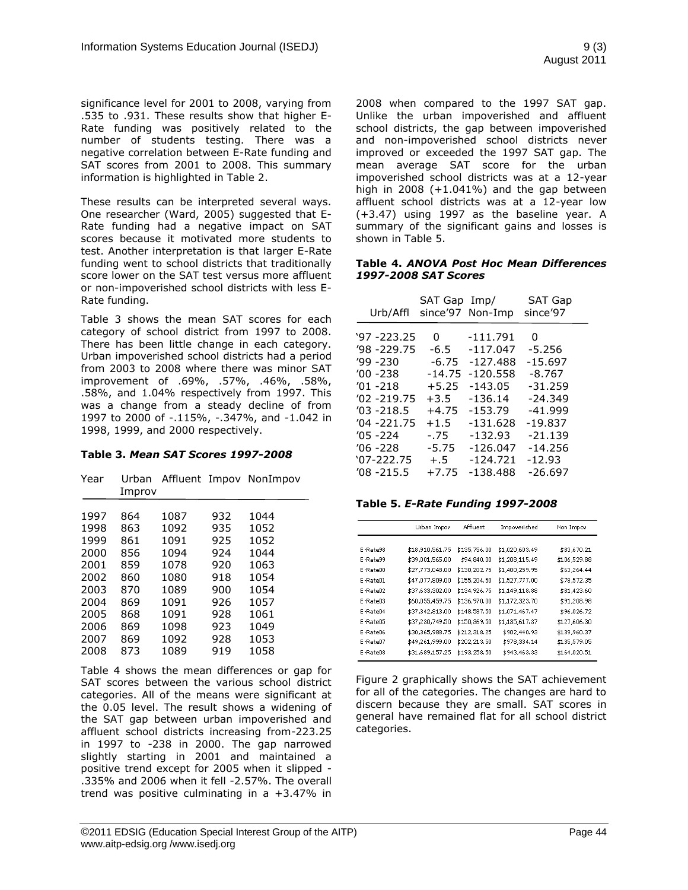significance level for 2001 to 2008, varying from .535 to .931. These results show that higher E-Rate funding was positively related to the number of students testing. There was a negative correlation between E-Rate funding and SAT scores from 2001 to 2008. This summary information is highlighted in Table 2.

These results can be interpreted several ways. One researcher (Ward, 2005) suggested that E-Rate funding had a negative impact on SAT scores because it motivated more students to test. Another interpretation is that larger E-Rate funding went to school districts that traditionally score lower on the SAT test versus more affluent or non-impoverished school districts with less E-Rate funding.

Table 3 shows the mean SAT scores for each category of school district from 1997 to 2008. There has been little change in each category. Urban impoverished school districts had a period from 2003 to 2008 where there was minor SAT improvement of .69%, .57%, .46%, .58%, .58%, and 1.04% respectively from 1997. This was a change from a steady decline of from 1997 to 2000 of -.115%, -.347%, and -1.042 in 1998, 1999, and 2000 respectively.

**Table 3.** ***Mean SAT Scores 1997-2008***

| Year | Urban Improv | Affluent | Impov | NonImpov |
|---|---|---|---|---|
| 1997 | 864 | 1087 | 932 | 1044 |
| 1998 | 863 | 1092 | 935 | 1052 |
| 1999 | 861 | 1091 | 925 | 1052 |
| 2000 | 856 | 1094 | 924 | 1044 |
| 2001 | 859 | 1078 | 920 | 1063 |
| 2002 | 860 | 1080 | 918 | 1054 |
| 2003 | 870 | 1089 | 900 | 1054 |
| 2004 | 869 | 1091 | 926 | 1057 |
| 2005 | 868 | 1091 | 928 | 1061 |
| 2006 | 869 | 1098 | 923 | 1049 |
| 2007 | 869 | 1092 | 928 | 1053 |
| 2008 | 873 | 1089 | 919 | 1058 |

Table 4 shows the mean differences or gap for SAT scores between the various school district categories. All of the means were significant at the 0.05 level. The result shows a widening of the SAT gap between urban impoverished and affluent school districts increasing from-223.25 in 1997 to -238 in 2000. The gap narrowed slightly starting in 2001 and maintained a positive trend except for 2005 when it slipped -.335% and 2006 when it fell -2.57%. The overall trend was positive culminating in a +3.47% in 2008 when compared to the 1997 SAT gap. Unlike the urban impoverished and affluent school districts, the gap between impoverished and non-impoverished school districts never improved or exceeded the 1997 SAT gap. The mean average SAT score for the urban impoverished school districts was at a 12-year high in 2008 (+1.041%) and the gap between affluent school districts was at a 12-year low (+3.47) using 1997 as the baseline year. A summary of the significant gains and losses is shown in Table 5.

**Table 4.** ***ANOVA Post Hoc Mean Differences 1997-2008 SAT Scores***

| Urb/Affl | SAT Gap since'97 | Imp/ Non-Imp | SAT Gap since'97 |
|---|---|---|---|
| '97 -223.25 | 0 | -111.791 | 0 |
| '98 -229.75 | -6.5 | -117.047 | -5.256 |
| '99 -230 | -6.75 | -127.488 | -15.697 |
| '00 -238 | -14.75 | -120.558 | -8.767 |
| '01 -218 | +5.25 | -143.05 | -31.259 |
| '02 -219.75 | +3.5 | -136.14 | -24.349 |
| '03 -218.5 | +4.75 | -153.79 | -41.999 |
| '04 -221.75 | +1.5 | -131.628 | -19.837 |
| '05 -224 | -.75 | -132.93 | -21.139 |
| '06 -228 | -5.75 | -126.047 | -14.256 |
| '07-222.75 | +.5 | -124.721 | -12.93 |
| '08 -215.5 | +7.75 | -138.488 | -26.697 |

**Table 5.** ***E-Rate Funding 1997-2008***

| | Urban Impov | Affluent | Impoverished | Non Impov |
|---|---|---|---|---|
| E-Rate98 | $18,910,561.75 | $135,756.00 | $1,020,603.49 | $83,670.21 |
| E-Rate99 | $39,001,565.00 | $94,840.00 | $1,208,115.49 | $106,529.88 |
| E-Rate00 | $27,773,048.00 | $130,202.75 | $1,400,259.95 | $63,264.44 |
| E-Rate01 | $47,077,809.00 | $155,204.50 | $1,527,777.00 | $78,572.35 |
| E-Rate02 | $37,633,302.00 | $134,926.75 | $1,149,118.88 | $81,423.60 |
| E-Rate03 | $60,055,459.75 | $136,970.00 | $1,172,323.70 | $91,208.98 |
| E-Rate04 | $37,342,813.00 | $148,587.50 | $1,071,467.47 | $96,026.72 |
| E-Rate05 | $37,230,749.50 | $150,369.50 | $1,135,617.37 | $127,606.30 |
| E-Rate06 | $30,365,988.75 | $212,318.25 | $902,440.93 | $139,960.37 |
| E-Rate07 | $49,261,999.00 | $202,213.50 | $978,334.14 | $135,579.05 |
| E-Rate08 | $31,689,157.25 | $193,258.50 | $943,463.33 | $164,020.51 |

Figure 2 graphically shows the SAT achievement for all of the categories. The changes are hard to discern because they are small. SAT scores in general have remained flat for all school district categories.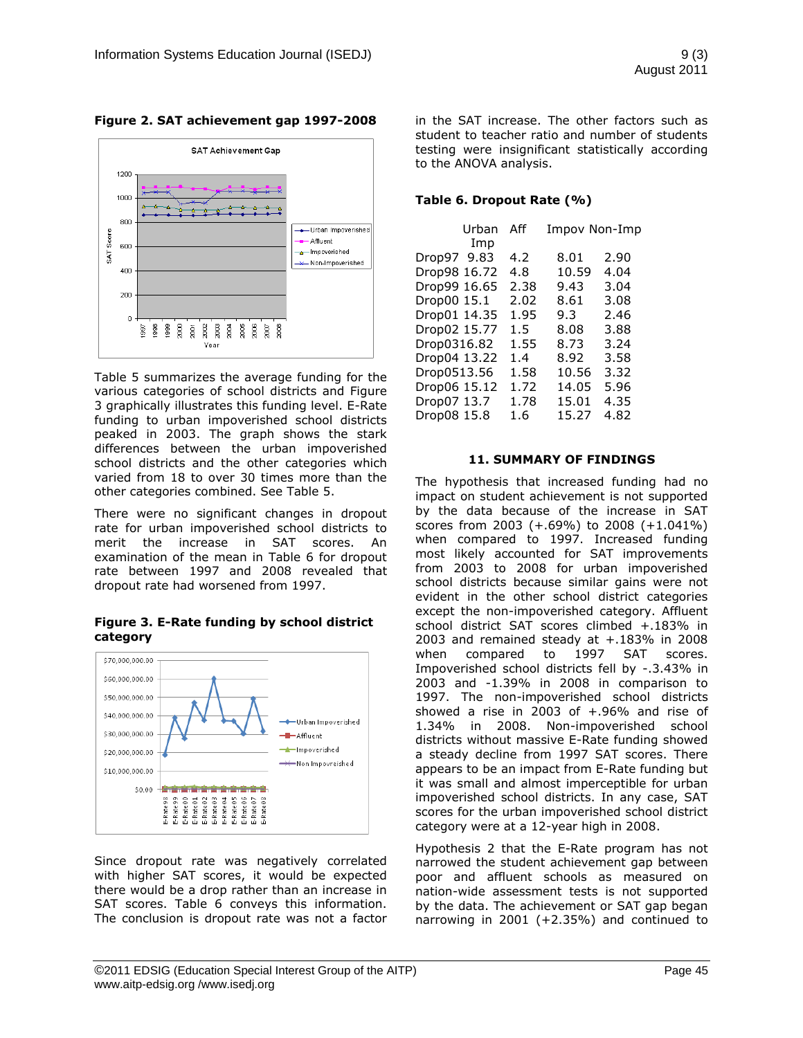**Figure 2. SAT achievement gap 1997-2008**

Table 5 summarizes the average funding for the various categories of school districts and Figure 3 graphically illustrates this funding level. E-Rate funding to urban impoverished school districts peaked in 2003. The graph shows the stark differences between the urban impoverished school districts and the other categories which varied from 18 to over 30 times more than the other categories combined. See Table 5.

There were no significant changes in dropout rate for urban impoverished school districts to merit the increase in SAT scores. An examination of the mean in Table 6 for dropout rate between 1997 and 2008 revealed that dropout rate had worsened from 1997.

**Figure 3. E-Rate funding by school district category**

Since dropout rate was negatively correlated with higher SAT scores, it would be expected there would be a drop rather than an increase in SAT scores. Table 6 conveys this information. The conclusion is dropout rate was not a factor in the SAT increase. The other factors such as student to teacher ratio and number of students testing were insignificant statistically according to the ANOVA analysis.

**Table 6. Dropout Rate (%)**

| | Urban Imp | Aff | Impov | Non-Imp |
|---|---|---|---|---|
| Drop97 | 9.83 | 4.2 | 8.01 | 2.90 |
| Drop98 | 16.72 | 4.8 | 10.59 | 4.04 |
| Drop99 | 16.65 | 2.38 | 9.43 | 3.04 |
| Drop00 | 15.1 | 2.02 | 8.61 | 3.08 |
| Drop01 | 14.35 | 1.95 | 9.3 | 2.46 |
| Drop02 | 15.77 | 1.5 | 8.08 | 3.88 |
| Drop03 | 16.82 | 1.55 | 8.73 | 3.24 |
| Drop04 | 13.22 | 1.4 | 8.92 | 3.58 |
| Drop05 | 13.56 | 1.58 | 10.56 | 3.32 |
| Drop06 | 15.12 | 1.72 | 14.05 | 5.96 |
| Drop07 | 13.7 | 1.78 | 15.01 | 4.35 |
| Drop08 | 15.8 | 1.6 | 15.27 | 4.82 |

## 11. SUMMARY OF FINDINGS

The hypothesis that increased funding had no impact on student achievement is not supported by the data because of the increase in SAT scores from 2003 (+.69%) to 2008 (+1.041%) when compared to 1997. Increased funding most likely accounted for SAT improvements from 2003 to 2008 for urban impoverished school districts because similar gains were not evident in the other school district categories except the non-impoverished category. Affluent school district SAT scores climbed +.183% in 2003 and remained steady at +.183% in 2008 when compared to 1997 SAT scores. Impoverished school districts fell by -.3.43% in 2003 and -1.39% in 2008 in comparison to 1997. The non-impoverished school districts showed a rise in 2003 of +.96% and rise of 1.34% in 2008. Non-impoverished school districts without massive E-Rate funding showed a steady decline from 1997 SAT scores. There appears to be an impact from E-Rate funding but it was small and almost imperceptible for urban impoverished school districts. In any case, SAT scores for the urban impoverished school district category were at a 12-year high in 2008.

Hypothesis 2 that the E-Rate program has not narrowed the student achievement gap between poor and affluent schools as measured on nation-wide assessment tests is not supported by the data. The achievement or SAT gap began narrowing in 2001 (+2.35%) and continued to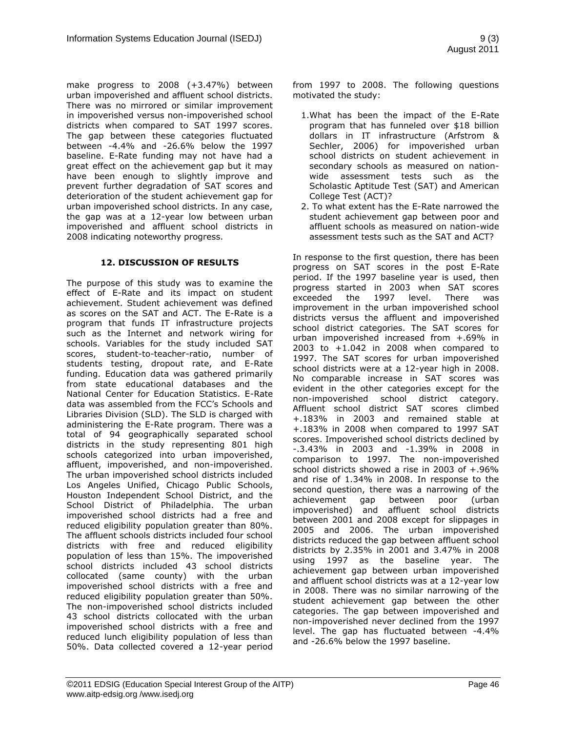make progress to 2008 (+3.47%) between urban impoverished and affluent school districts. There was no mirrored or similar improvement in impoverished versus non-impoverished school districts when compared to SAT 1997 scores. The gap between these categories fluctuated between -4.4% and -26.6% below the 1997 baseline. E-Rate funding may not have had a great effect on the achievement gap but it may have been enough to slightly improve and prevent further degradation of SAT scores and deterioration of the student achievement gap for urban impoverished school districts. In any case, the gap was at a 12-year low between urban impoverished and affluent school districts in 2008 indicating noteworthy progress.

## 12. DISCUSSION OF RESULTS

The purpose of this study was to examine the effect of E-Rate and its impact on student achievement. Student achievement was defined as scores on the SAT and ACT. The E-Rate is a program that funds IT infrastructure projects such as the Internet and network wiring for schools. Variables for the study included SAT scores, student-to-teacher-ratio, number of students testing, dropout rate, and E-Rate funding. Education data was gathered primarily from state educational databases and the National Center for Education Statistics. E-Rate data was assembled from the FCC's Schools and Libraries Division (SLD). The SLD is charged with administering the E-Rate program. There was a total of 94 geographically separated school districts in the study representing 801 high schools categorized into urban impoverished, affluent, impoverished, and non-impoverished. The urban impoverished school districts included Los Angeles Unified, Chicago Public Schools, Houston Independent School District, and the School District of Philadelphia. The urban impoverished school districts had a free and reduced eligibility population greater than 80%. The affluent schools districts included four school districts with free and reduced eligibility population of less than 15%. The impoverished school districts included 43 school districts collocated (same county) with the urban impoverished school districts with a free and reduced eligibility population greater than 50%. The non-impoverished school districts included 43 school districts collocated with the urban impoverished school districts with a free and reduced lunch eligibility population of less than 50%. Data collected covered a 12-year period from 1997 to 2008. The following questions motivated the study:

1. What has been the impact of the E-Rate program that has funneled over $18 billion dollars in IT infrastructure (Arfstrom & Sechler, 2006) for impoverished urban school districts on student achievement in secondary schools as measured on nation-wide assessment tests such as the Scholastic Aptitude Test (SAT) and American College Test (ACT)?
2. To what extent has the E-Rate narrowed the student achievement gap between poor and affluent schools as measured on nation-wide assessment tests such as the SAT and ACT?

In response to the first question, there has been progress on SAT scores in the post E-Rate period. If the 1997 baseline year is used, then progress started in 2003 when SAT scores exceeded the 1997 level. There was improvement in the urban impoverished school districts versus the affluent and impoverished school district categories. The SAT scores for urban impoverished increased from +.69% in 2003 to +1.042 in 2008 when compared to 1997. The SAT scores for urban impoverished school districts were at a 12-year high in 2008. No comparable increase in SAT scores was evident in the other categories except for the non-impoverished school district category. Affluent school district SAT scores climbed +.183% in 2003 and remained stable at +.183% in 2008 when compared to 1997 SAT scores. Impoverished school districts declined by -.3.43% in 2003 and -1.39% in 2008 in comparison to 1997. The non-impoverished school districts showed a rise in 2003 of +.96% and rise of 1.34% in 2008. In response to the second question, there was a narrowing of the achievement gap between poor (urban impoverished) and affluent school districts between 2001 and 2008 except for slippages in 2005 and 2006. The urban impoverished districts reduced the gap between affluent school districts by 2.35% in 2001 and 3.47% in 2008 using 1997 as the baseline year. The achievement gap between urban impoverished and affluent school districts was at a 12-year low in 2008. There was no similar narrowing of the student achievement gap between the other categories. The gap between impoverished and non-impoverished never declined from the 1997 level. The gap has fluctuated between -4.4% and -26.6% below the 1997 baseline.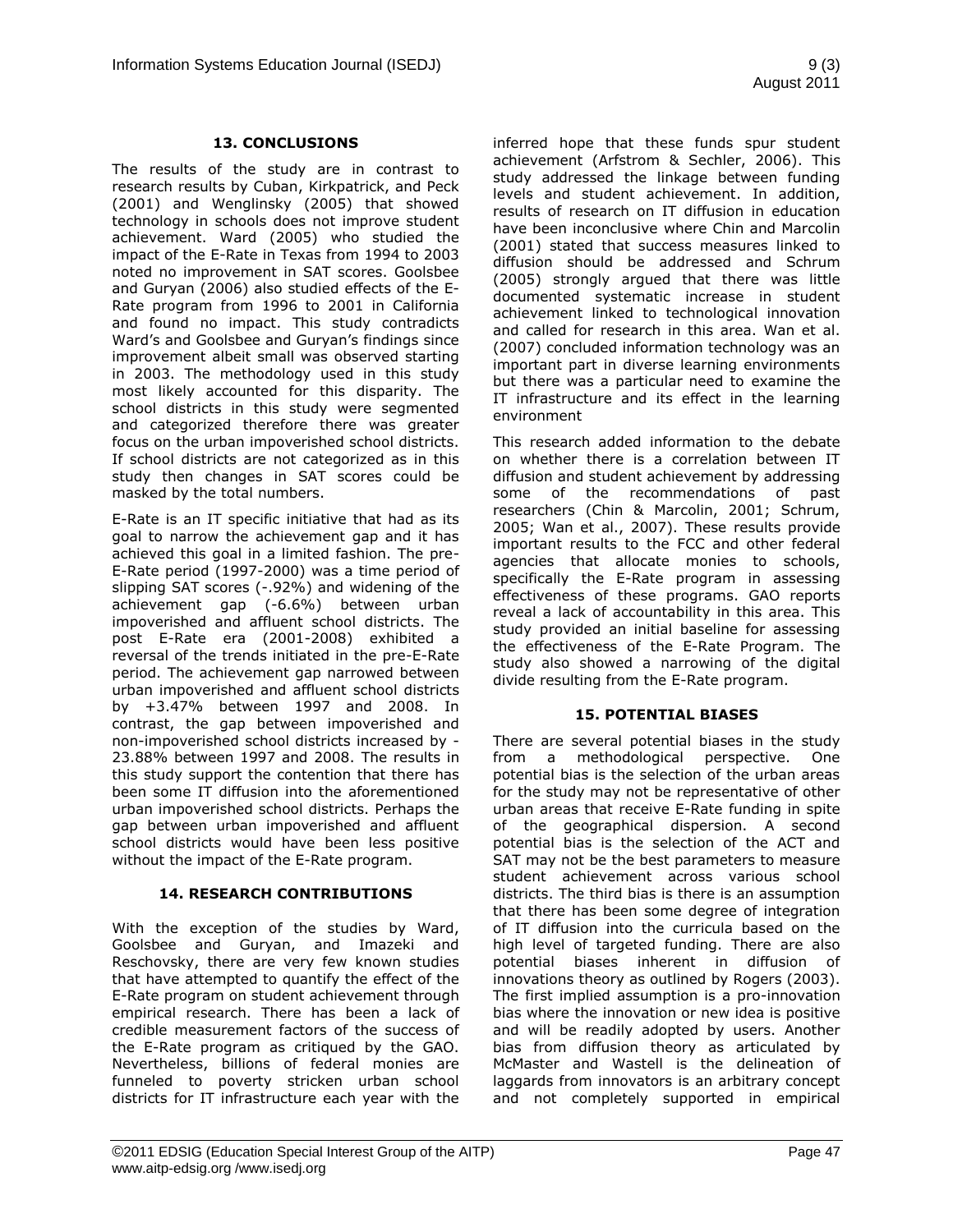## 13. CONCLUSIONS

The results of the study are in contrast to research results by Cuban, Kirkpatrick, and Peck (2001) and Wenglinsky (2005) that showed technology in schools does not improve student achievement. Ward (2005) who studied the impact of the E-Rate in Texas from 1994 to 2003 noted no improvement in SAT scores. Goolsbee and Guryan (2006) also studied effects of the E-Rate program from 1996 to 2001 in California and found no impact. This study contradicts Ward's and Goolsbee and Guryan's findings since improvement albeit small was observed starting in 2003. The methodology used in this study most likely accounted for this disparity. The school districts in this study were segmented and categorized therefore there was greater focus on the urban impoverished school districts. If school districts are not categorized as in this study then changes in SAT scores could be masked by the total numbers.

E-Rate is an IT specific initiative that had as its goal to narrow the achievement gap and it has achieved this goal in a limited fashion. The pre-E-Rate period (1997-2000) was a time period of slipping SAT scores (-.92%) and widening of the achievement gap (-6.6%) between urban impoverished and affluent school districts. The post E-Rate era (2001-2008) exhibited a reversal of the trends initiated in the pre-E-Rate period. The achievement gap narrowed between urban impoverished and affluent school districts by +3.47% between 1997 and 2008. In contrast, the gap between impoverished and non-impoverished school districts increased by -23.88% between 1997 and 2008. The results in this study support the contention that there has been some IT diffusion into the aforementioned urban impoverished school districts. Perhaps the gap between urban impoverished and affluent school districts would have been less positive without the impact of the E-Rate program.

## 14. RESEARCH CONTRIBUTIONS

With the exception of the studies by Ward, Goolsbee and Guryan, and Imazeki and Reschovsky, there are very few known studies that have attempted to quantify the effect of the E-Rate program on student achievement through empirical research. There has been a lack of credible measurement factors of the success of the E-Rate program as critiqued by the GAO. Nevertheless, billions of federal monies are funneled to poverty stricken urban school districts for IT infrastructure each year with the inferred hope that these funds spur student achievement (Arfstrom & Sechler, 2006). This study addressed the linkage between funding levels and student achievement. In addition, results of research on IT diffusion in education have been inconclusive where Chin and Marcolin (2001) stated that success measures linked to diffusion should be addressed and Schrum (2005) strongly argued that there was little documented systematic increase in student achievement linked to technological innovation and called for research in this area. Wan et al. (2007) concluded information technology was an important part in diverse learning environments but there was a particular need to examine the IT infrastructure and its effect in the learning environment

This research added information to the debate on whether there is a correlation between IT diffusion and student achievement by addressing some of the recommendations of past researchers (Chin & Marcolin, 2001; Schrum, 2005; Wan et al., 2007). These results provide important results to the FCC and other federal agencies that allocate monies to schools, specifically the E-Rate program in assessing effectiveness of these programs. GAO reports reveal a lack of accountability in this area. This study provided an initial baseline for assessing the effectiveness of the E-Rate Program. The study also showed a narrowing of the digital divide resulting from the E-Rate program.

## 15. POTENTIAL BIASES

There are several potential biases in the study from a methodological perspective. One potential bias is the selection of the urban areas for the study may not be representative of other urban areas that receive E-Rate funding in spite of the geographical dispersion. A second potential bias is the selection of the ACT and SAT may not be the best parameters to measure student achievement across various school districts. The third bias is there is an assumption that there has been some degree of integration of IT diffusion into the curricula based on the high level of targeted funding. There are also potential biases inherent in diffusion of innovations theory as outlined by Rogers (2003). The first implied assumption is a pro-innovation bias where the innovation or new idea is positive and will be readily adopted by users. Another bias from diffusion theory as articulated by McMaster and Wastell is the delineation of laggards from innovators is an arbitrary concept and not completely supported in empirical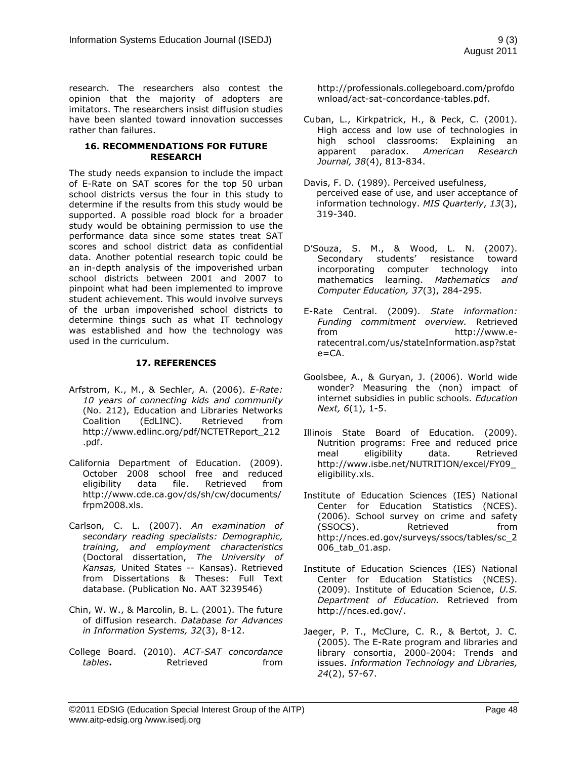research. The researchers also contest the opinion that the majority of adopters are imitators. The researchers insist diffusion studies have been slanted toward innovation successes rather than failures.

## 16. RECOMMENDATIONS FOR FUTURE RESEARCH

The study needs expansion to include the impact of E-Rate on SAT scores for the top 50 urban school districts versus the four in this study to determine if the results from this study would be supported. A possible road block for a broader study would be obtaining permission to use the performance data since some states treat SAT scores and school district data as confidential data. Another potential research topic could be an in-depth analysis of the impoverished urban school districts between 2001 and 2007 to pinpoint what had been implemented to improve student achievement. This would involve surveys of the urban impoverished school districts to determine things such as what IT technology was established and how the technology was used in the curriculum.

## 17. REFERENCES

Arfstrom, K., M., & Sechler, A. (2006). *E-Rate: 10 years of connecting kids and community* (No. 212), Education and Libraries Networks Coalition (EdLINC). Retrieved from http://www.edlinc.org/pdf/NCTETReport_212.pdf.

California Department of Education. (2009). October 2008 school free and reduced eligibility data file. Retrieved from http://www.cde.ca.gov/ds/sh/cw/documents/frpm2008.xls.

Carlson, C. L. (2007). *An examination of secondary reading specialists: Demographic, training, and employment characteristics* (Doctoral dissertation, *The University of Kansas,* United States -- Kansas). Retrieved from Dissertations & Theses: Full Text database. (Publication No. AAT 3239546)

Chin, W. W., & Marcolin, B. L. (2001). The future of diffusion research. *Database for Advances in Information Systems, 32*(3), 8-12.

College Board. (2010). *ACT-SAT concordance tables***.** Retrieved from http://professionals.collegeboard.com/profdownload/act-sat-concordance-tables.pdf.

Cuban, L., Kirkpatrick, H., & Peck, C. (2001). High access and low use of technologies in high school classrooms: Explaining an apparent paradox. *American Research Journal, 38*(4), 813-834.

Davis, F. D. (1989). Perceived usefulness, perceived ease of use, and user acceptance of information technology. *MIS Quarterly*, *13*(3), 319-340.

D'Souza, S. M., & Wood, L. N. (2007). Secondary students' resistance toward incorporating computer technology into mathematics learning. *Mathematics and Computer Education, 37*(3), 284-295.

E-Rate Central. (2009). *State information: Funding commitment overview.* Retrieved from http://www.e-ratecentral.com/us/stateInformation.asp?state=CA.

Goolsbee, A., & Guryan, J. (2006). World wide wonder? Measuring the (non) impact of internet subsidies in public schools. *Education Next, 6*(1), 1-5.

Illinois State Board of Education. (2009). Nutrition programs: Free and reduced price meal eligibility data. Retrieved http://www.isbe.net/NUTRITION/excel/FY09_eligibility.xls.

Institute of Education Sciences (IES) National Center for Education Statistics (NCES). (2006). School survey on crime and safety (SSOCS). Retrieved from http://nces.ed.gov/surveys/ssocs/tables/sc_2006_tab_01.asp.

Institute of Education Sciences (IES) National Center for Education Statistics (NCES). (2009). Institute of Education Science, *U.S. Department of Education.* Retrieved from http://nces.ed.gov/.

Jaeger, P. T., McClure, C. R., & Bertot, J. C. (2005). The E-Rate program and libraries and library consortia, 2000-2004: Trends and issues. *Information Technology and Libraries, 24*(2), 57-67.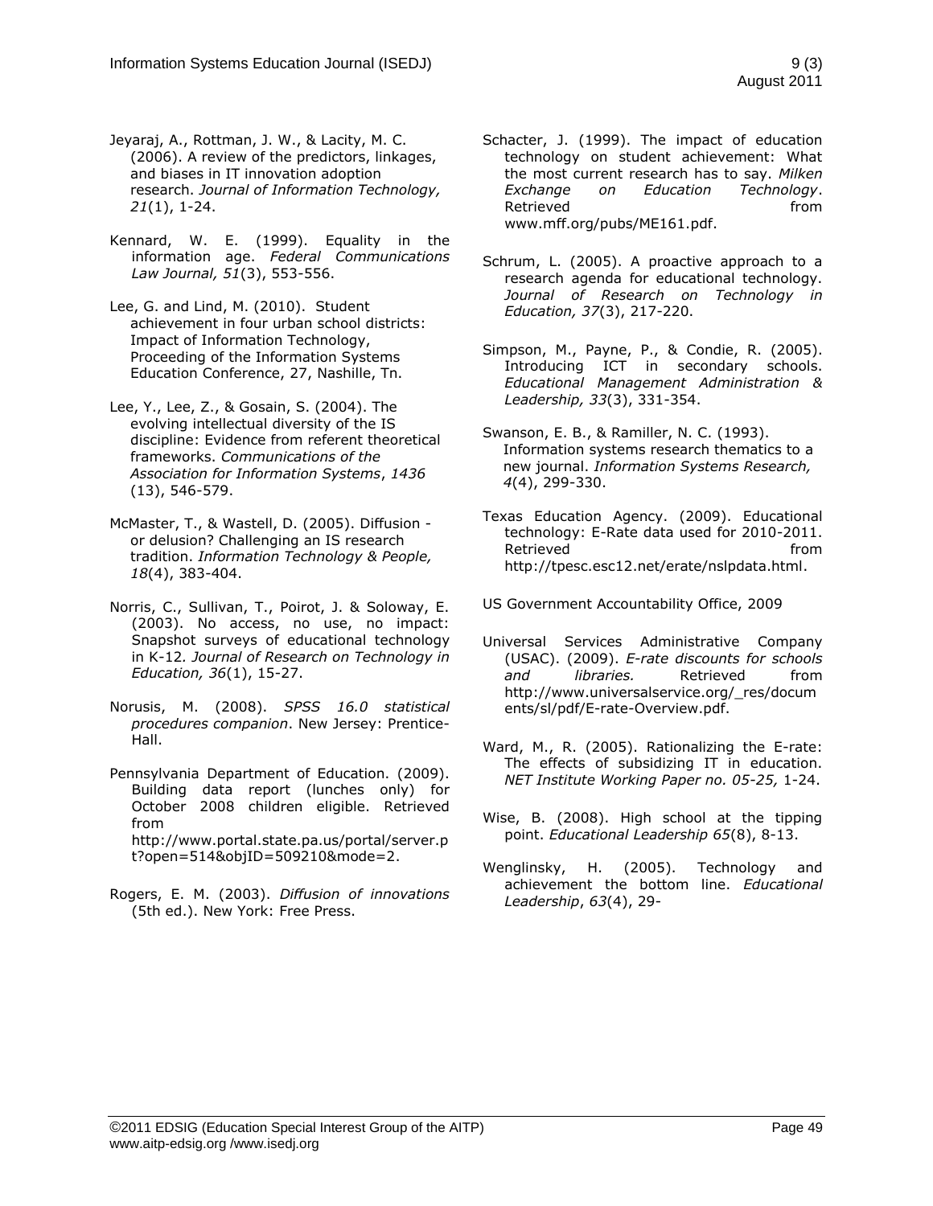Jeyaraj, A., Rottman, J. W., & Lacity, M. C. (2006). A review of the predictors, linkages, and biases in IT innovation adoption research. *Journal of Information Technology, 21*(1), 1-24.

Kennard, W. E. (1999). Equality in the information age. *Federal Communications Law Journal, 51*(3), 553-556.

Lee, G. and Lind, M. (2010). Student achievement in four urban school districts: Impact of Information Technology, Proceeding of the Information Systems Education Conference, 27, Nashille, Tn.

Lee, Y., Lee, Z., & Gosain, S. (2004). The evolving intellectual diversity of the IS discipline: Evidence from referent theoretical frameworks. *Communications of the Association for Information Systems*, *1436* (13), 546-579.

McMaster, T., & Wastell, D. (2005). Diffusion - or delusion? Challenging an IS research tradition. *Information Technology & People, 18*(4), 383-404.

Norris, C., Sullivan, T., Poirot, J. & Soloway, E. (2003). No access, no use, no impact: Snapshot surveys of educational technology in K-12*. Journal of Research on Technology in Education, 36*(1), 15-27.

Norusis, M. (2008). *SPSS 16.0 statistical procedures companion*. New Jersey: Prentice-Hall.

Pennsylvania Department of Education. (2009). Building data report (lunches only) for October 2008 children eligible. Retrieved from http://www.portal.state.pa.us/portal/server.pt?open=514&objID=509210&mode=2.

Rogers, E. M. (2003). *Diffusion of innovations* (5th ed.). New York: Free Press.

Schacter, J. (1999). The impact of education technology on student achievement: What the most current research has to say. *Milken Exchange on Education Technology*. Retrieved from www.mff.org/pubs/ME161.pdf.

Schrum, L. (2005). A proactive approach to a research agenda for educational technology. *Journal of Research on Technology in Education, 37*(3), 217-220.

Simpson, M., Payne, P., & Condie, R. (2005). Introducing ICT in secondary schools. *Educational Management Administration & Leadership, 33*(3), 331-354.

Swanson, E. B., & Ramiller, N. C. (1993). Information systems research thematics to a new journal. *Information Systems Research, 4*(4), 299-330.

Texas Education Agency. (2009). Educational technology: E-Rate data used for 2010-2011. Retrieved from http://tpesc.esc12.net/erate/nslpdata.html.

US Government Accountability Office, 2009

Universal Services Administrative Company (USAC). (2009). *E-rate discounts for schools and libraries.* Retrieved from http://www.universalservice.org/_res/documents/sl/pdf/E-rate-Overview.pdf.

Ward, M., R. (2005). Rationalizing the E-rate: The effects of subsidizing IT in education. *NET Institute Working Paper no. 05-25,* 1-24.

Wise, B. (2008). High school at the tipping point. *Educational Leadership 65*(8), 8-13.

Wenglinsky, H. (2005). Technology and achievement the bottom line. *Educational Leadership*, *63*(4), 29-